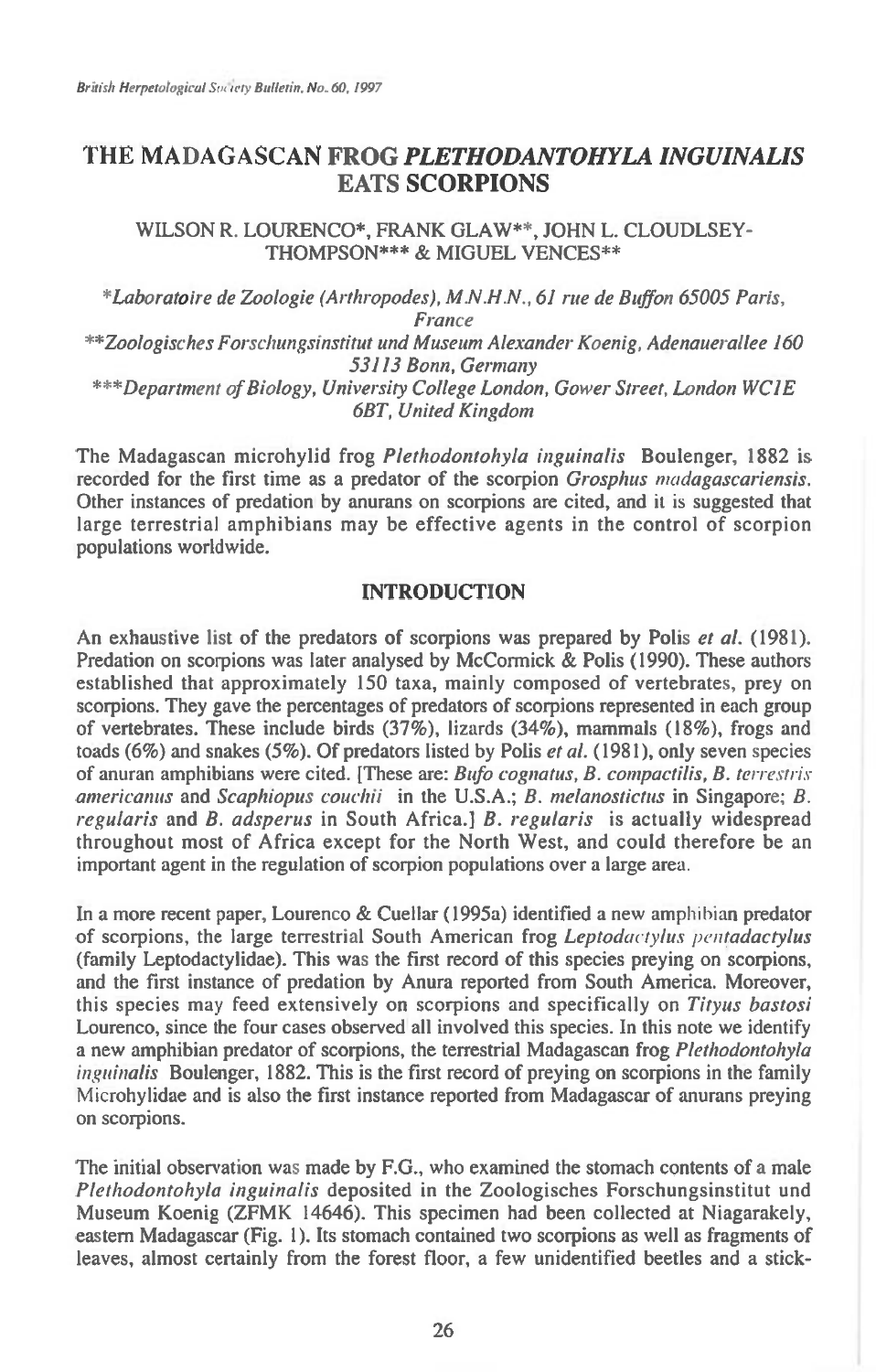# THE MADAGASCAN FROG *PLETHODANTOHYLA INGUINALIS* EATS SCORPIONS

WILSON R. LOURENCO*, FRANK GLAW**, JOHN L. CLOUDLSEY-THOMPSON*** & MIGUEL VENCES**

**Laboratoire de Zoologie (Arthropodes), M.N.H.N., 61 rue de Buffon 65005 Paris, France*

***Zoologisches Forschungsinstitut und Museum Alexander Koenig, Adenauerallee 160 53113 Bonn, Germany*

****Department of Biology, University College London, Gower Street, London WC1E 6BT, United Kingdom*

The Madagascan microhylid frog *Plethodontohyla inguinalis* Boulenger, 1882 is recorded for the first time as a predator of the scorpion *Grosphus madagascariensis*. Other instances of predation by anurans on scorpions are cited, and it is suggested that large terrestrial amphibians may be effective agents in the control of scorpion populations worldwide.

## INTRODUCTION

An exhaustive list of the predators of scorpions was prepared by Polis *et al.* (1981). Predation on scorpions was later analysed by McCormick & Polis (1990). These authors established that approximately 150 taxa, mainly composed of vertebrates, prey on scorpions. They gave the percentages of predators of scorpions represented in each group of vertebrates. These include birds (37%), lizards (34%), mammals (18%), frogs and toads (6%) and snakes (5%). Of predators listed by Polis *et al.* (1981), only seven species of anuran amphibians were cited. [These are: *Bufo cognatus, B. compactilis, B. terrestris americanus* and *Scaphiopus couchii* in the U.S.A.; *B. melanostictus* in Singapore; *B. regularis* and *B. adsperus* in South Africa.] *B. regularis* is actually widespread throughout most of Africa except for the North West, and could therefore be an important agent in the regulation of scorpion populations over a large area.

In a more recent paper, Lourenco & Cuellar (1995a) identified a new amphibian predator of scorpions, the large terrestrial South American frog *Leptodactylus pentadactylus* (family Leptodactylidae). This was the first record of this species preying on scorpions, and the first instance of predation by Anura reported from South America. Moreover, this species may feed extensively on scorpions and specifically on *Tityus bastosi* Lourenco, since the four cases observed all involved this species. In this note we identify a new amphibian predator of scorpions, the terrestrial Madagascan frog *Plethodontohyla inguinalis* Boulenger, 1882. This is the first record of preying on scorpions in the family Microhylidae and is also the first instance reported from Madagascar of anurans preying on scorpions.

The initial observation was made by F.G., who examined the stomach contents of a male *Plethodontohyla inguinalis* deposited in the Zoologisches Forschungsinstitut und Museum Koenig (ZFMK 14646). This specimen had been collected at Niagarakely, eastern Madagascar (Fig. 1). Its stomach contained two scorpions as well as fragments of leaves, almost certainly from the forest floor, a few unidentified beetles and a stick-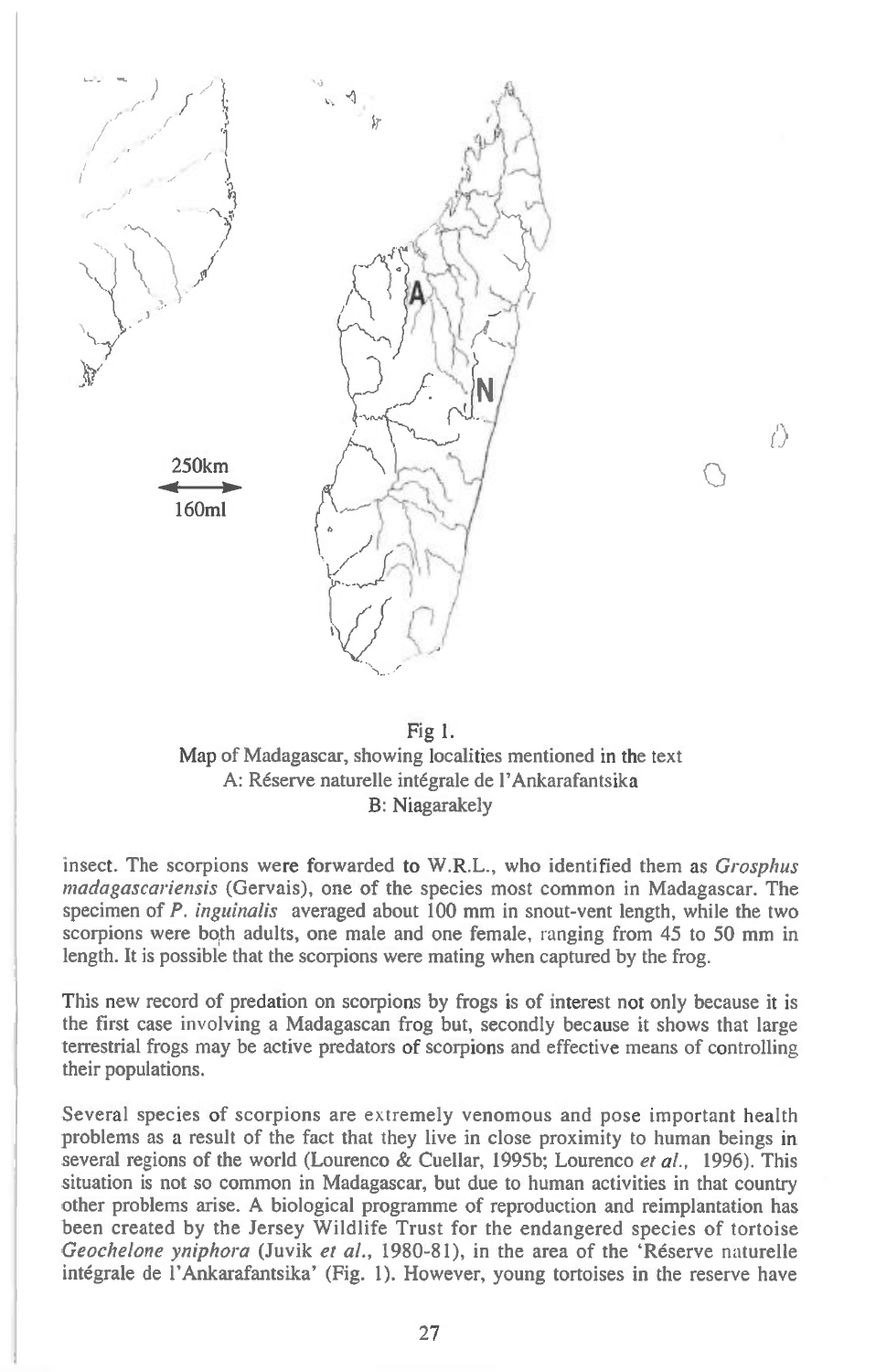Fig 1.
Map of Madagascar, showing localities mentioned in the text
A: Réserve naturelle intégrale de l'Ankarafantsika
B: Niagarakely

insect. The scorpions were forwarded to W.R.L., who identified them as *Grosphus madagascariensis* (Gervais), one of the species most common in Madagascar. The specimen of *P. inguinalis* averaged about 100 mm in snout-vent length, while the two scorpions were both adults, one male and one female, ranging from 45 to 50 mm in length. It is possible that the scorpions were mating when captured by the frog.

This new record of predation on scorpions by frogs is of interest not only because it is the first case involving a Madagascan frog but, secondly because it shows that large terrestrial frogs may be active predators of scorpions and effective means of controlling their populations.

Several species of scorpions are extremely venomous and pose important health problems as a result of the fact that they live in close proximity to human beings in several regions of the world (Lourenco & Cuellar, 1995b; Lourenco *et al.*, 1996). This situation is not so common in Madagascar, but due to human activities in that country other problems arise. A biological programme of reproduction and reimplantation has been created by the Jersey Wildlife Trust for the endangered species of tortoise *Geochelone yniphora* (Juvik *et al.*, 1980-81), in the area of the 'Réserve naturelle intégrale de l'Ankarafantsika' (Fig. 1). However, young tortoises in the reserve have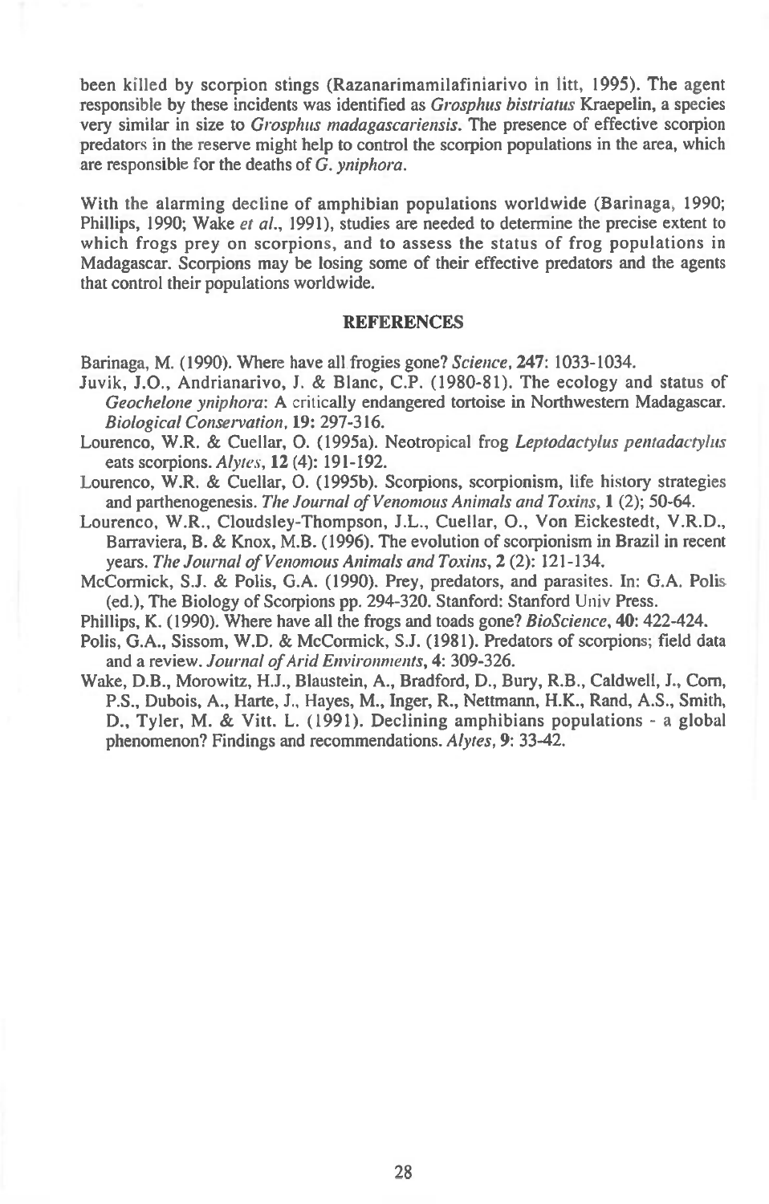been killed by scorpion stings (Razanarimamilafiniarivo in litt, 1995). The agent responsible by these incidents was identified as *Grosphus bistriatus* Kraepelin, a species very similar in size to *Grosphus madagascariensis*. The presence of effective scorpion predators in the reserve might help to control the scorpion populations in the area, which are responsible for the deaths of *G. yniphora*.

With the alarming decline of amphibian populations worldwide (Barinaga, 1990; Phillips, 1990; Wake *et al.*, 1991), studies are needed to determine the precise extent to which frogs prey on scorpions, and to assess the status of frog populations in Madagascar. Scorpions may be losing some of their effective predators and the agents that control their populations worldwide.

## REFERENCES

Barinaga, M. (1990). Where have all frogies gone? *Science*, **247**: 1033-1034.

Juvik, J.O., Andrianarivo, J. & Blanc, C.P. (1980-81). The ecology and status of *Geochelone yniphora*: A critically endangered tortoise in Northwestern Madagascar. *Biological Conservation*, **19**: 297-316.

Lourenco, W.R. & Cuellar, O. (1995a). Neotropical frog *Leptodactylus pentadactylus* eats scorpions. *Alytes*, **12** (4): 191-192.

Lourenco, W.R. & Cuellar, O. (1995b). Scorpions, scorpionism, life history strategies and parthenogenesis. *The Journal of Venomous Animals and Toxins*, **1** (2); 50-64.

Lourenco, W.R., Cloudsley-Thompson, J.L., Cuellar, O., Von Eickestedt, V.R.D., Barraviera, B. & Knox, M.B. (1996). The evolution of scorpionism in Brazil in recent years. *The Journal of Venomous Animals and Toxins*, **2** (2): 121-134.

McCormick, S.J. & Polis, G.A. (1990). Prey, predators, and parasites. In: G.A. Polis (ed.), The Biology of Scorpions pp. 294-320. Stanford: Stanford Univ Press.

Phillips, K. (1990). Where have all the frogs and toads gone? *BioScience*, **40**: 422-424.

Polis, G.A., Sissom, W.D. & McCormick, S.J. (1981). Predators of scorpions; field data and a review. *Journal of Arid Environments*, **4**: 309-326.

Wake, D.B., Morowitz, H.J., Blaustein, A., Bradford, D., Bury, R.B., Caldwell, J., Corn, P.S., Dubois, A., Harte, J., Hayes, M., Inger, R., Nettmann, H.K., Rand, A.S., Smith, D., Tyler, M. & Vitt. L. (1991). Declining amphibians populations - a global phenomenon? Findings and recommendations. *Alytes*, **9**: 33-42.